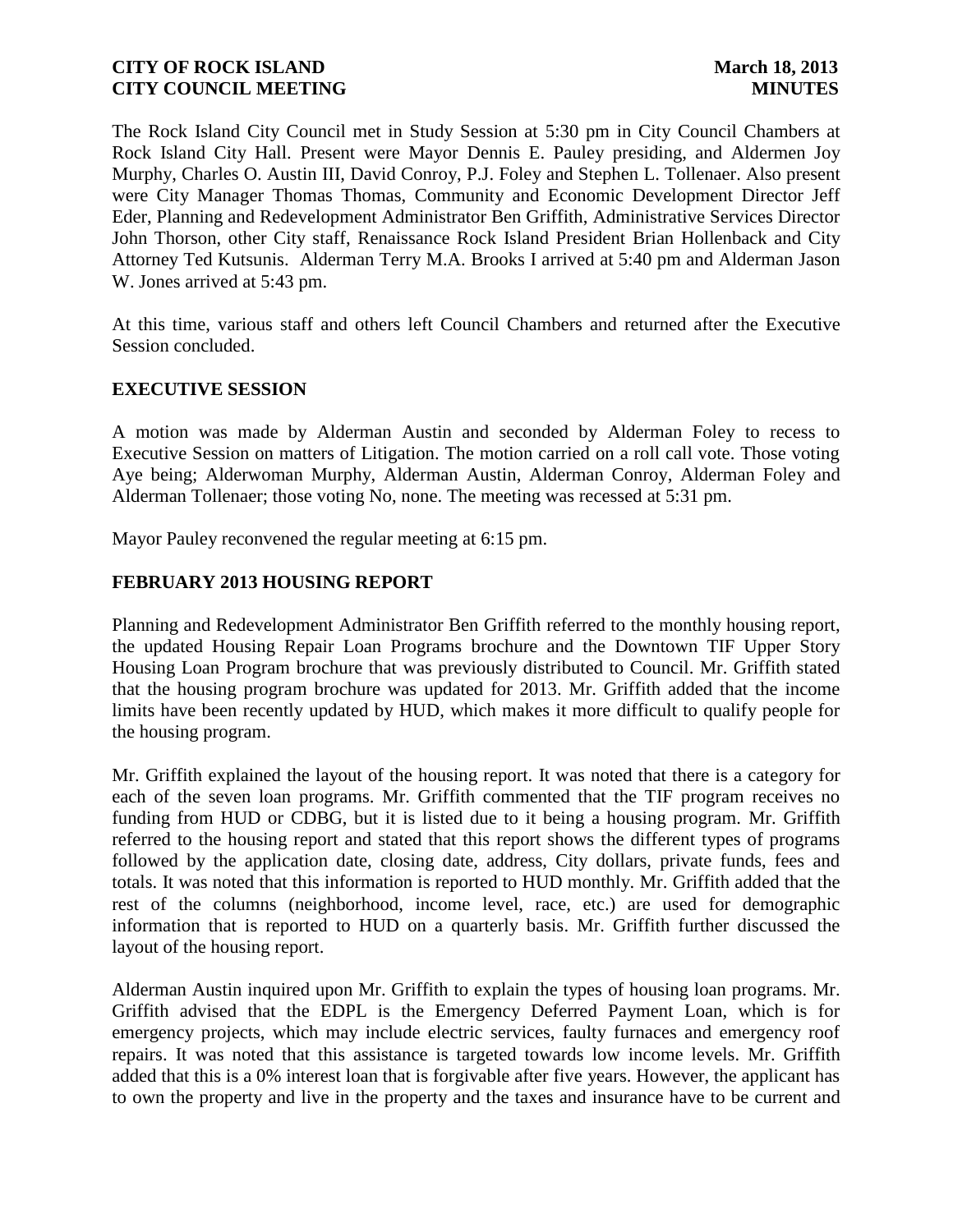**CITY OF ROCK ISLAND** **March 18, 2013**
**CITY COUNCIL MEETING** **MINUTES**

The Rock Island City Council met in Study Session at 5:30 pm in City Council Chambers at Rock Island City Hall. Present were Mayor Dennis E. Pauley presiding, and Aldermen Joy Murphy, Charles O. Austin III, David Conroy, P.J. Foley and Stephen L. Tollenaer. Also present were City Manager Thomas Thomas, Community and Economic Development Director Jeff Eder, Planning and Redevelopment Administrator Ben Griffith, Administrative Services Director John Thorson, other City staff, Renaissance Rock Island President Brian Hollenback and City Attorney Ted Kutsunis. Alderman Terry M.A. Brooks I arrived at 5:40 pm and Alderman Jason W. Jones arrived at 5:43 pm.

At this time, various staff and others left Council Chambers and returned after the Executive Session concluded.

## EXECUTIVE SESSION

A motion was made by Alderman Austin and seconded by Alderman Foley to recess to Executive Session on matters of Litigation. The motion carried on a roll call vote. Those voting Aye being; Alderwoman Murphy, Alderman Austin, Alderman Conroy, Alderman Foley and Alderman Tollenaer; those voting No, none. The meeting was recessed at 5:31 pm.

Mayor Pauley reconvened the regular meeting at 6:15 pm.

## FEBRUARY 2013 HOUSING REPORT

Planning and Redevelopment Administrator Ben Griffith referred to the monthly housing report, the updated Housing Repair Loan Programs brochure and the Downtown TIF Upper Story Housing Loan Program brochure that was previously distributed to Council. Mr. Griffith stated that the housing program brochure was updated for 2013. Mr. Griffith added that the income limits have been recently updated by HUD, which makes it more difficult to qualify people for the housing program.

Mr. Griffith explained the layout of the housing report. It was noted that there is a category for each of the seven loan programs. Mr. Griffith commented that the TIF program receives no funding from HUD or CDBG, but it is listed due to it being a housing program. Mr. Griffith referred to the housing report and stated that this report shows the different types of programs followed by the application date, closing date, address, City dollars, private funds, fees and totals. It was noted that this information is reported to HUD monthly. Mr. Griffith added that the rest of the columns (neighborhood, income level, race, etc.) are used for demographic information that is reported to HUD on a quarterly basis. Mr. Griffith further discussed the layout of the housing report.

Alderman Austin inquired upon Mr. Griffith to explain the types of housing loan programs. Mr. Griffith advised that the EDPL is the Emergency Deferred Payment Loan, which is for emergency projects, which may include electric services, faulty furnaces and emergency roof repairs. It was noted that this assistance is targeted towards low income levels. Mr. Griffith added that this is a 0% interest loan that is forgivable after five years. However, the applicant has to own the property and live in the property and the taxes and insurance have to be current and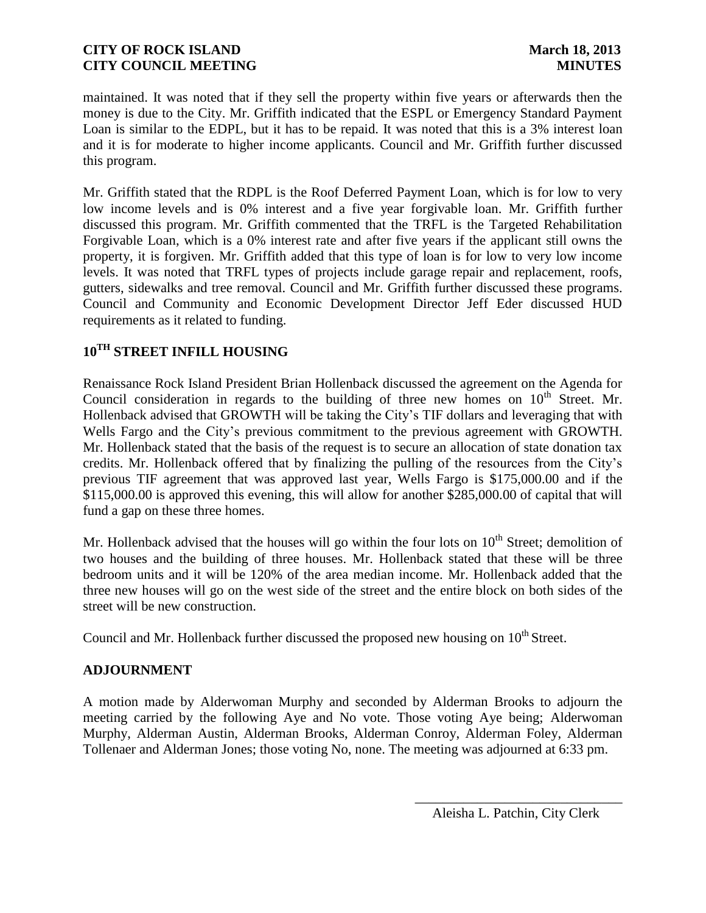maintained. It was noted that if they sell the property within five years or afterwards then the money is due to the City. Mr. Griffith indicated that the ESPL or Emergency Standard Payment Loan is similar to the EDPL, but it has to be repaid. It was noted that this is a 3% interest loan and it is for moderate to higher income applicants. Council and Mr. Griffith further discussed this program.

Mr. Griffith stated that the RDPL is the Roof Deferred Payment Loan, which is for low to very low income levels and is 0% interest and a five year forgivable loan. Mr. Griffith further discussed this program. Mr. Griffith commented that the TRFL is the Targeted Rehabilitation Forgivable Loan, which is a 0% interest rate and after five years if the applicant still owns the property, it is forgiven. Mr. Griffith added that this type of loan is for low to very low income levels. It was noted that TRFL types of projects include garage repair and replacement, roofs, gutters, sidewalks and tree removal. Council and Mr. Griffith further discussed these programs. Council and Community and Economic Development Director Jeff Eder discussed HUD requirements as it related to funding.

## 10TH STREET INFILL HOUSING

Renaissance Rock Island President Brian Hollenback discussed the agreement on the Agenda for Council consideration in regards to the building of three new homes on 10th Street. Mr. Hollenback advised that GROWTH will be taking the City's TIF dollars and leveraging that with Wells Fargo and the City's previous commitment to the previous agreement with GROWTH. Mr. Hollenback stated that the basis of the request is to secure an allocation of state donation tax credits. Mr. Hollenback offered that by finalizing the pulling of the resources from the City's previous TIF agreement that was approved last year, Wells Fargo is $175,000.00 and if the $115,000.00 is approved this evening, this will allow for another $285,000.00 of capital that will fund a gap on these three homes.

Mr. Hollenback advised that the houses will go within the four lots on 10th Street; demolition of two houses and the building of three houses. Mr. Hollenback stated that these will be three bedroom units and it will be 120% of the area median income. Mr. Hollenback added that the three new houses will go on the west side of the street and the entire block on both sides of the street will be new construction.

Council and Mr. Hollenback further discussed the proposed new housing on 10th Street.

## ADJOURNMENT

A motion made by Alderwoman Murphy and seconded by Alderman Brooks to adjourn the meeting carried by the following Aye and No vote. Those voting Aye being; Alderwoman Murphy, Alderman Austin, Alderman Brooks, Alderman Conroy, Alderman Foley, Alderman Tollenaer and Alderman Jones; those voting No, none. The meeting was adjourned at 6:33 pm.

\_\_\_\_\_\_\_\_\_\_\_\_\_\_\_\_\_\_\_\_\_\_\_\_\_\_\_\_\_\_

Aleisha L. Patchin, City Clerk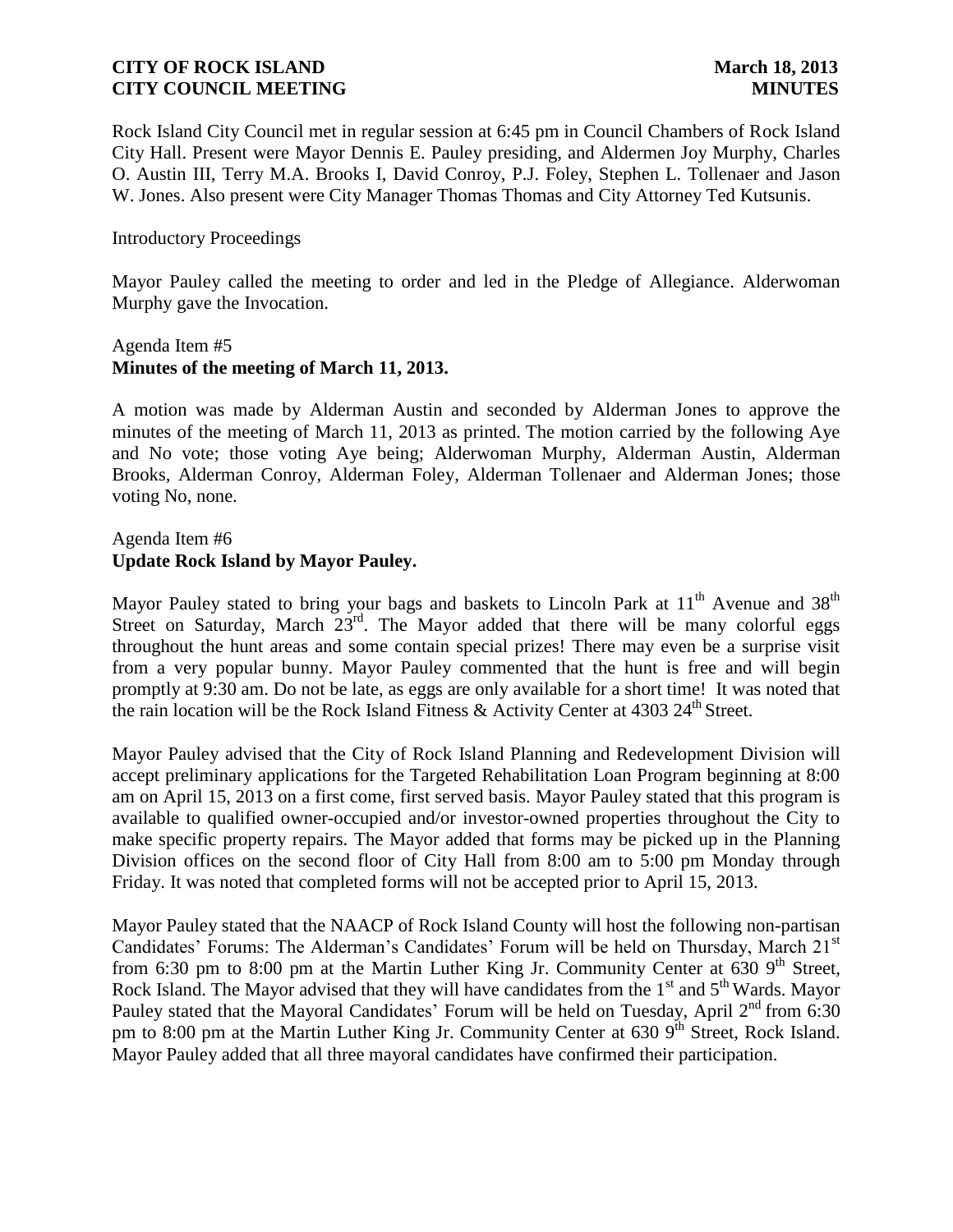Rock Island City Council met in regular session at 6:45 pm in Council Chambers of Rock Island City Hall. Present were Mayor Dennis E. Pauley presiding, and Aldermen Joy Murphy, Charles O. Austin III, Terry M.A. Brooks I, David Conroy, P.J. Foley, Stephen L. Tollenaer and Jason W. Jones. Also present were City Manager Thomas Thomas and City Attorney Ted Kutsunis.

Introductory Proceedings

Mayor Pauley called the meeting to order and led in the Pledge of Allegiance. Alderwoman Murphy gave the Invocation.

Agenda Item #5
**Minutes of the meeting of March 11, 2013.**

A motion was made by Alderman Austin and seconded by Alderman Jones to approve the minutes of the meeting of March 11, 2013 as printed. The motion carried by the following Aye and No vote; those voting Aye being; Alderwoman Murphy, Alderman Austin, Alderman Brooks, Alderman Conroy, Alderman Foley, Alderman Tollenaer and Alderman Jones; those voting No, none.

Agenda Item #6
**Update Rock Island by Mayor Pauley.**

Mayor Pauley stated to bring your bags and baskets to Lincoln Park at 11th Avenue and 38th Street on Saturday, March 23rd. The Mayor added that there will be many colorful eggs throughout the hunt areas and some contain special prizes! There may even be a surprise visit from a very popular bunny. Mayor Pauley commented that the hunt is free and will begin promptly at 9:30 am. Do not be late, as eggs are only available for a short time! It was noted that the rain location will be the Rock Island Fitness & Activity Center at 4303 24th Street.

Mayor Pauley advised that the City of Rock Island Planning and Redevelopment Division will accept preliminary applications for the Targeted Rehabilitation Loan Program beginning at 8:00 am on April 15, 2013 on a first come, first served basis. Mayor Pauley stated that this program is available to qualified owner-occupied and/or investor-owned properties throughout the City to make specific property repairs. The Mayor added that forms may be picked up in the Planning Division offices on the second floor of City Hall from 8:00 am to 5:00 pm Monday through Friday. It was noted that completed forms will not be accepted prior to April 15, 2013.

Mayor Pauley stated that the NAACP of Rock Island County will host the following non-partisan Candidates' Forums: The Alderman's Candidates' Forum will be held on Thursday, March 21st from 6:30 pm to 8:00 pm at the Martin Luther King Jr. Community Center at 630 9th Street, Rock Island. The Mayor advised that they will have candidates from the 1st and 5th Wards. Mayor Pauley stated that the Mayoral Candidates' Forum will be held on Tuesday, April 2nd from 6:30 pm to 8:00 pm at the Martin Luther King Jr. Community Center at 630 9th Street, Rock Island. Mayor Pauley added that all three mayoral candidates have confirmed their participation.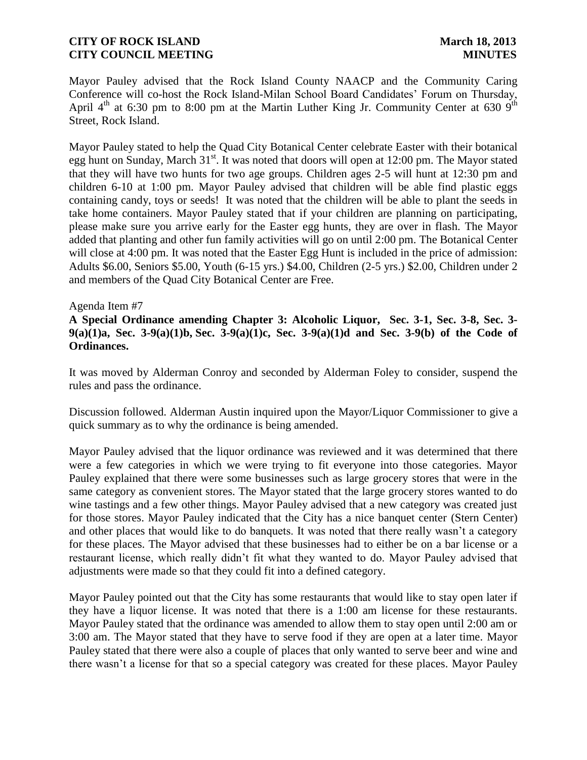Mayor Pauley advised that the Rock Island County NAACP and the Community Caring Conference will co-host the Rock Island-Milan School Board Candidates' Forum on Thursday, April 4th at 6:30 pm to 8:00 pm at the Martin Luther King Jr. Community Center at 630 9th Street, Rock Island.

Mayor Pauley stated to help the Quad City Botanical Center celebrate Easter with their botanical egg hunt on Sunday, March 31st. It was noted that doors will open at 12:00 pm. The Mayor stated that they will have two hunts for two age groups. Children ages 2-5 will hunt at 12:30 pm and children 6-10 at 1:00 pm. Mayor Pauley advised that children will be able find plastic eggs containing candy, toys or seeds! It was noted that the children will be able to plant the seeds in take home containers. Mayor Pauley stated that if your children are planning on participating, please make sure you arrive early for the Easter egg hunts, they are over in flash. The Mayor added that planting and other fun family activities will go on until 2:00 pm. The Botanical Center will close at 4:00 pm. It was noted that the Easter Egg Hunt is included in the price of admission: Adults $6.00, Seniors $5.00, Youth (6-15 yrs.) $4.00, Children (2-5 yrs.) $2.00, Children under 2 and members of the Quad City Botanical Center are Free.

Agenda Item #7

**A Special Ordinance amending Chapter 3: Alcoholic Liquor, Sec. 3-1, Sec. 3-8, Sec. 3-9(a)(1)a, Sec. 3-9(a)(1)b, Sec. 3-9(a)(1)c, Sec. 3-9(a)(1)d and Sec. 3-9(b) of the Code of Ordinances.**

It was moved by Alderman Conroy and seconded by Alderman Foley to consider, suspend the rules and pass the ordinance.

Discussion followed. Alderman Austin inquired upon the Mayor/Liquor Commissioner to give a quick summary as to why the ordinance is being amended.

Mayor Pauley advised that the liquor ordinance was reviewed and it was determined that there were a few categories in which we were trying to fit everyone into those categories. Mayor Pauley explained that there were some businesses such as large grocery stores that were in the same category as convenient stores. The Mayor stated that the large grocery stores wanted to do wine tastings and a few other things. Mayor Pauley advised that a new category was created just for those stores. Mayor Pauley indicated that the City has a nice banquet center (Stern Center) and other places that would like to do banquets. It was noted that there really wasn't a category for these places. The Mayor advised that these businesses had to either be on a bar license or a restaurant license, which really didn't fit what they wanted to do. Mayor Pauley advised that adjustments were made so that they could fit into a defined category.

Mayor Pauley pointed out that the City has some restaurants that would like to stay open later if they have a liquor license. It was noted that there is a 1:00 am license for these restaurants. Mayor Pauley stated that the ordinance was amended to allow them to stay open until 2:00 am or 3:00 am. The Mayor stated that they have to serve food if they are open at a later time. Mayor Pauley stated that there were also a couple of places that only wanted to serve beer and wine and there wasn't a license for that so a special category was created for these places. Mayor Pauley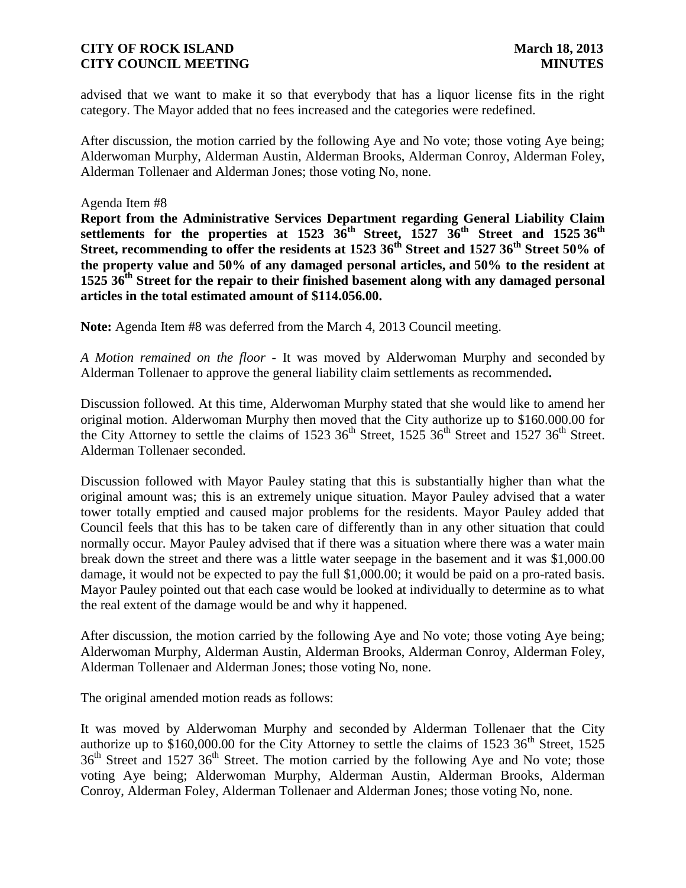advised that we want to make it so that everybody that has a liquor license fits in the right category. The Mayor added that no fees increased and the categories were redefined.

After discussion, the motion carried by the following Aye and No vote; those voting Aye being; Alderwoman Murphy, Alderman Austin, Alderman Brooks, Alderman Conroy, Alderman Foley, Alderman Tollenaer and Alderman Jones; those voting No, none.

Agenda Item #8

**Report from the Administrative Services Department regarding General Liability Claim settlements for the properties at 1523 36th Street, 1527 36th Street and 1525 36th Street, recommending to offer the residents at 1523 36th Street and 1527 36th Street 50% of the property value and 50% of any damaged personal articles, and 50% to the resident at 1525 36th Street for the repair to their finished basement along with any damaged personal articles in the total estimated amount of $114.056.00.**

**Note:** Agenda Item #8 was deferred from the March 4, 2013 Council meeting.

*A Motion remained on the floor* - It was moved by Alderwoman Murphy and seconded by Alderman Tollenaer to approve the general liability claim settlements as recommended**.**

Discussion followed. At this time, Alderwoman Murphy stated that she would like to amend her original motion. Alderwoman Murphy then moved that the City authorize up to $160.000.00 for the City Attorney to settle the claims of 1523 36th Street, 1525 36th Street and 1527 36th Street. Alderman Tollenaer seconded.

Discussion followed with Mayor Pauley stating that this is substantially higher than what the original amount was; this is an extremely unique situation. Mayor Pauley advised that a water tower totally emptied and caused major problems for the residents. Mayor Pauley added that Council feels that this has to be taken care of differently than in any other situation that could normally occur. Mayor Pauley advised that if there was a situation where there was a water main break down the street and there was a little water seepage in the basement and it was $1,000.00 damage, it would not be expected to pay the full $1,000.00; it would be paid on a pro-rated basis. Mayor Pauley pointed out that each case would be looked at individually to determine as to what the real extent of the damage would be and why it happened.

After discussion, the motion carried by the following Aye and No vote; those voting Aye being; Alderwoman Murphy, Alderman Austin, Alderman Brooks, Alderman Conroy, Alderman Foley, Alderman Tollenaer and Alderman Jones; those voting No, none.

The original amended motion reads as follows:

It was moved by Alderwoman Murphy and seconded by Alderman Tollenaer that the City authorize up to $160,000.00 for the City Attorney to settle the claims of 1523 36th Street, 1525 36th Street and 1527 36th Street. The motion carried by the following Aye and No vote; those voting Aye being; Alderwoman Murphy, Alderman Austin, Alderman Brooks, Alderman Conroy, Alderman Foley, Alderman Tollenaer and Alderman Jones; those voting No, none.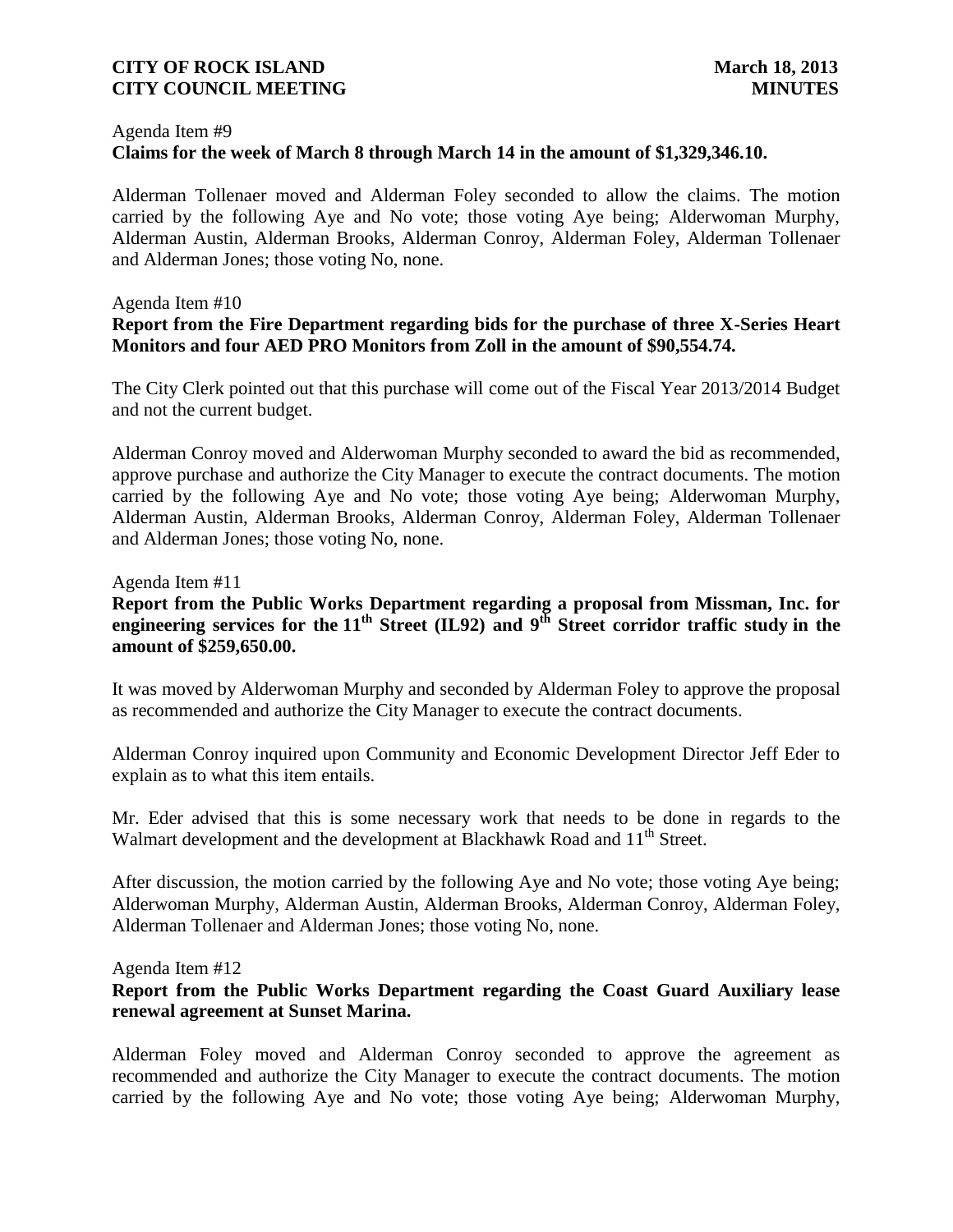Agenda Item #9

**Claims for the week of March 8 through March 14 in the amount of $1,329,346.10.**

Alderman Tollenaer moved and Alderman Foley seconded to allow the claims. The motion carried by the following Aye and No vote; those voting Aye being; Alderwoman Murphy, Alderman Austin, Alderman Brooks, Alderman Conroy, Alderman Foley, Alderman Tollenaer and Alderman Jones; those voting No, none.

Agenda Item #10

**Report from the Fire Department regarding bids for the purchase of three X-Series Heart Monitors and four AED PRO Monitors from Zoll in the amount of $90,554.74.**

The City Clerk pointed out that this purchase will come out of the Fiscal Year 2013/2014 Budget and not the current budget.

Alderman Conroy moved and Alderwoman Murphy seconded to award the bid as recommended, approve purchase and authorize the City Manager to execute the contract documents. The motion carried by the following Aye and No vote; those voting Aye being; Alderwoman Murphy, Alderman Austin, Alderman Brooks, Alderman Conroy, Alderman Foley, Alderman Tollenaer and Alderman Jones; those voting No, none.

Agenda Item #11

**Report from the Public Works Department regarding a proposal from Missman, Inc. for engineering services for the 11th Street (IL92) and 9th Street corridor traffic study in the amount of $259,650.00.**

It was moved by Alderwoman Murphy and seconded by Alderman Foley to approve the proposal as recommended and authorize the City Manager to execute the contract documents.

Alderman Conroy inquired upon Community and Economic Development Director Jeff Eder to explain as to what this item entails.

Mr. Eder advised that this is some necessary work that needs to be done in regards to the Walmart development and the development at Blackhawk Road and 11th Street.

After discussion, the motion carried by the following Aye and No vote; those voting Aye being; Alderwoman Murphy, Alderman Austin, Alderman Brooks, Alderman Conroy, Alderman Foley, Alderman Tollenaer and Alderman Jones; those voting No, none.

Agenda Item #12

**Report from the Public Works Department regarding the Coast Guard Auxiliary lease renewal agreement at Sunset Marina.**

Alderman Foley moved and Alderman Conroy seconded to approve the agreement as recommended and authorize the City Manager to execute the contract documents. The motion carried by the following Aye and No vote; those voting Aye being; Alderwoman Murphy,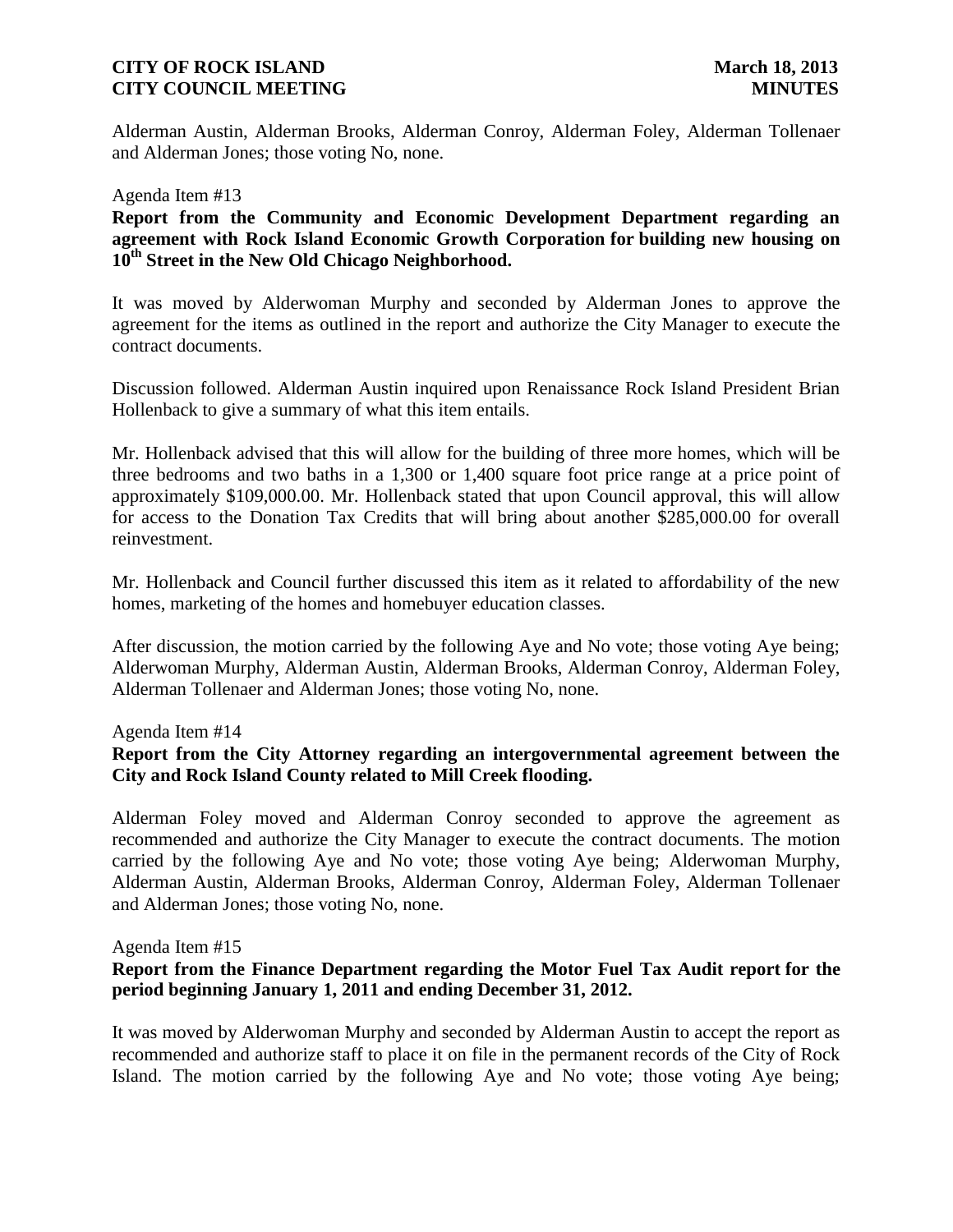Alderman Austin, Alderman Brooks, Alderman Conroy, Alderman Foley, Alderman Tollenaer and Alderman Jones; those voting No, none.

Agenda Item #13

**Report from the Community and Economic Development Department regarding an agreement with Rock Island Economic Growth Corporation for building new housing on 10th Street in the New Old Chicago Neighborhood.**

It was moved by Alderwoman Murphy and seconded by Alderman Jones to approve the agreement for the items as outlined in the report and authorize the City Manager to execute the contract documents.

Discussion followed. Alderman Austin inquired upon Renaissance Rock Island President Brian Hollenback to give a summary of what this item entails.

Mr. Hollenback advised that this will allow for the building of three more homes, which will be three bedrooms and two baths in a 1,300 or 1,400 square foot price range at a price point of approximately $109,000.00. Mr. Hollenback stated that upon Council approval, this will allow for access to the Donation Tax Credits that will bring about another $285,000.00 for overall reinvestment.

Mr. Hollenback and Council further discussed this item as it related to affordability of the new homes, marketing of the homes and homebuyer education classes.

After discussion, the motion carried by the following Aye and No vote; those voting Aye being; Alderwoman Murphy, Alderman Austin, Alderman Brooks, Alderman Conroy, Alderman Foley, Alderman Tollenaer and Alderman Jones; those voting No, none.

Agenda Item #14

**Report from the City Attorney regarding an intergovernmental agreement between the City and Rock Island County related to Mill Creek flooding.**

Alderman Foley moved and Alderman Conroy seconded to approve the agreement as recommended and authorize the City Manager to execute the contract documents. The motion carried by the following Aye and No vote; those voting Aye being; Alderwoman Murphy, Alderman Austin, Alderman Brooks, Alderman Conroy, Alderman Foley, Alderman Tollenaer and Alderman Jones; those voting No, none.

Agenda Item #15

**Report from the Finance Department regarding the Motor Fuel Tax Audit report for the period beginning January 1, 2011 and ending December 31, 2012.**

It was moved by Alderwoman Murphy and seconded by Alderman Austin to accept the report as recommended and authorize staff to place it on file in the permanent records of the City of Rock Island. The motion carried by the following Aye and No vote; those voting Aye being;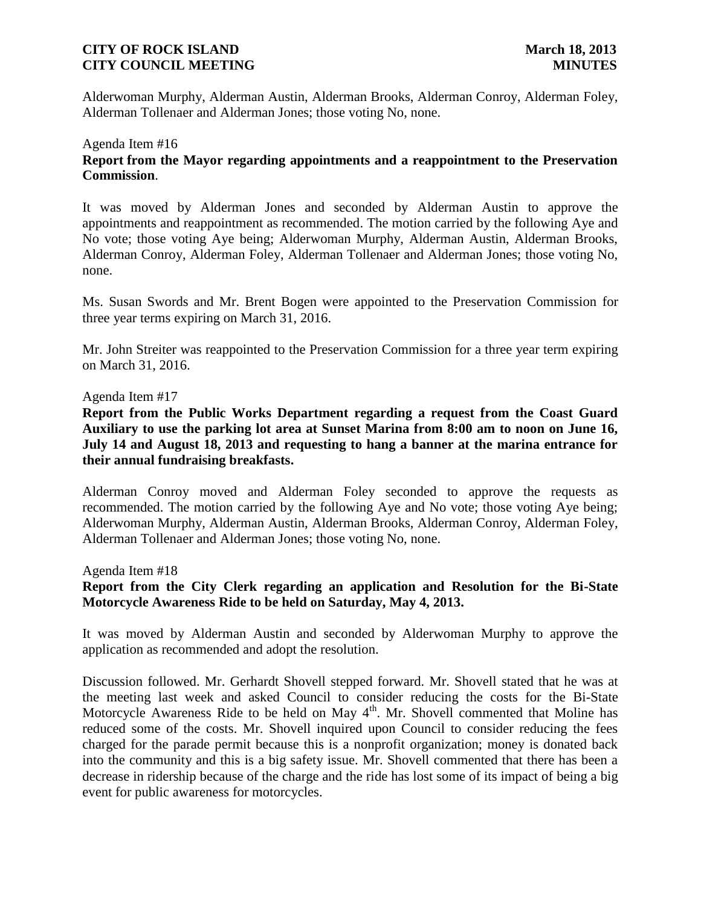Alderwoman Murphy, Alderman Austin, Alderman Brooks, Alderman Conroy, Alderman Foley, Alderman Tollenaer and Alderman Jones; those voting No, none.

Agenda Item #16

**Report from the Mayor regarding appointments and a reappointment to the Preservation Commission**.

It was moved by Alderman Jones and seconded by Alderman Austin to approve the appointments and reappointment as recommended. The motion carried by the following Aye and No vote; those voting Aye being; Alderwoman Murphy, Alderman Austin, Alderman Brooks, Alderman Conroy, Alderman Foley, Alderman Tollenaer and Alderman Jones; those voting No, none.

Ms. Susan Swords and Mr. Brent Bogen were appointed to the Preservation Commission for three year terms expiring on March 31, 2016.

Mr. John Streiter was reappointed to the Preservation Commission for a three year term expiring on March 31, 2016.

Agenda Item #17

**Report from the Public Works Department regarding a request from the Coast Guard Auxiliary to use the parking lot area at Sunset Marina from 8:00 am to noon on June 16, July 14 and August 18, 2013 and requesting to hang a banner at the marina entrance for their annual fundraising breakfasts.**

Alderman Conroy moved and Alderman Foley seconded to approve the requests as recommended. The motion carried by the following Aye and No vote; those voting Aye being; Alderwoman Murphy, Alderman Austin, Alderman Brooks, Alderman Conroy, Alderman Foley, Alderman Tollenaer and Alderman Jones; those voting No, none.

Agenda Item #18

**Report from the City Clerk regarding an application and Resolution for the Bi-State Motorcycle Awareness Ride to be held on Saturday, May 4, 2013.**

It was moved by Alderman Austin and seconded by Alderwoman Murphy to approve the application as recommended and adopt the resolution.

Discussion followed. Mr. Gerhardt Shovell stepped forward. Mr. Shovell stated that he was at the meeting last week and asked Council to consider reducing the costs for the Bi-State Motorcycle Awareness Ride to be held on May 4th. Mr. Shovell commented that Moline has reduced some of the costs. Mr. Shovell inquired upon Council to consider reducing the fees charged for the parade permit because this is a nonprofit organization; money is donated back into the community and this is a big safety issue. Mr. Shovell commented that there has been a decrease in ridership because of the charge and the ride has lost some of its impact of being a big event for public awareness for motorcycles.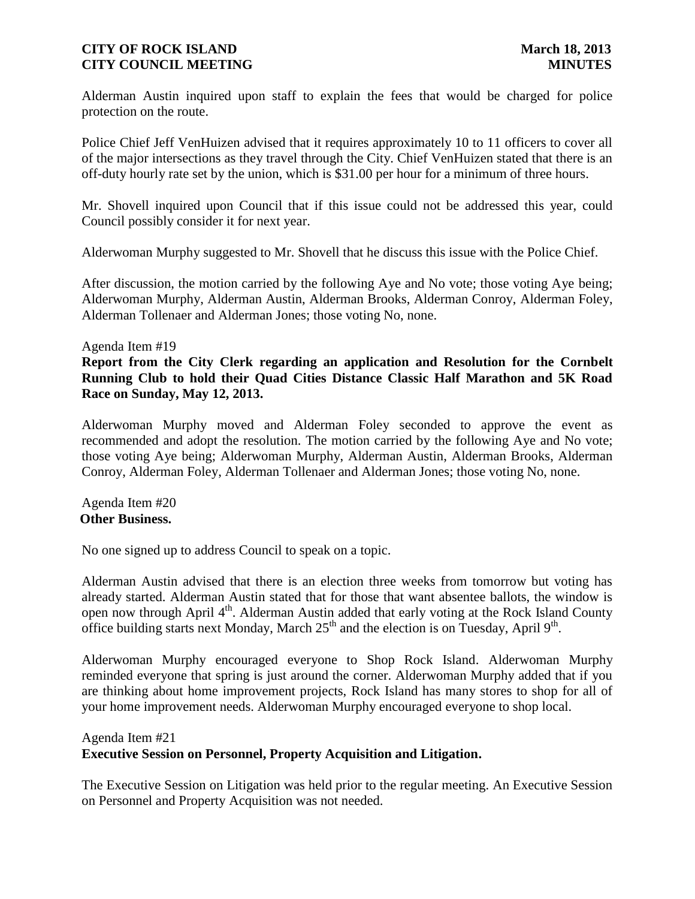Alderman Austin inquired upon staff to explain the fees that would be charged for police protection on the route.

Police Chief Jeff VenHuizen advised that it requires approximately 10 to 11 officers to cover all of the major intersections as they travel through the City. Chief VenHuizen stated that there is an off-duty hourly rate set by the union, which is $31.00 per hour for a minimum of three hours.

Mr. Shovell inquired upon Council that if this issue could not be addressed this year, could Council possibly consider it for next year.

Alderwoman Murphy suggested to Mr. Shovell that he discuss this issue with the Police Chief.

After discussion, the motion carried by the following Aye and No vote; those voting Aye being; Alderwoman Murphy, Alderman Austin, Alderman Brooks, Alderman Conroy, Alderman Foley, Alderman Tollenaer and Alderman Jones; those voting No, none.

Agenda Item #19

**Report from the City Clerk regarding an application and Resolution for the Cornbelt Running Club to hold their Quad Cities Distance Classic Half Marathon and 5K Road Race on Sunday, May 12, 2013.**

Alderwoman Murphy moved and Alderman Foley seconded to approve the event as recommended and adopt the resolution. The motion carried by the following Aye and No vote; those voting Aye being; Alderwoman Murphy, Alderman Austin, Alderman Brooks, Alderman Conroy, Alderman Foley, Alderman Tollenaer and Alderman Jones; those voting No, none.

Agenda Item #20

**Other Business.**

No one signed up to address Council to speak on a topic.

Alderman Austin advised that there is an election three weeks from tomorrow but voting has already started. Alderman Austin stated that for those that want absentee ballots, the window is open now through April 4th. Alderman Austin added that early voting at the Rock Island County office building starts next Monday, March 25th and the election is on Tuesday, April 9th.

Alderwoman Murphy encouraged everyone to Shop Rock Island. Alderwoman Murphy reminded everyone that spring is just around the corner. Alderwoman Murphy added that if you are thinking about home improvement projects, Rock Island has many stores to shop for all of your home improvement needs. Alderwoman Murphy encouraged everyone to shop local.

Agenda Item #21

**Executive Session on Personnel, Property Acquisition and Litigation.**

The Executive Session on Litigation was held prior to the regular meeting. An Executive Session on Personnel and Property Acquisition was not needed.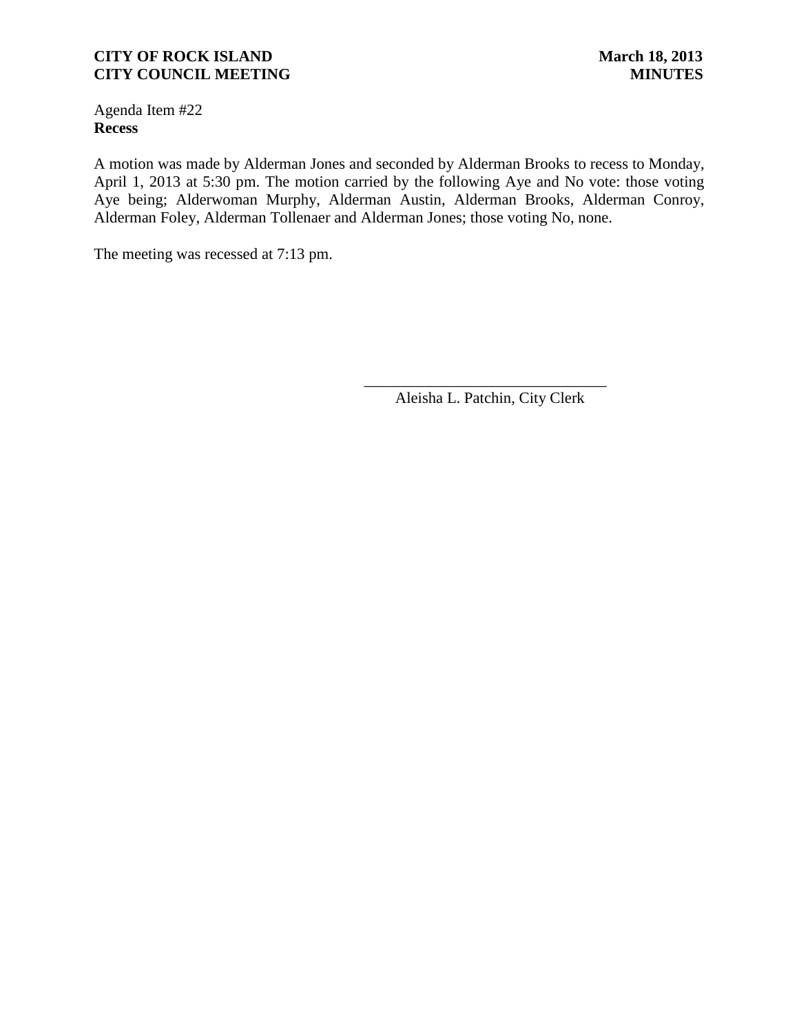Agenda Item #22
**Recess**

A motion was made by Alderman Jones and seconded by Alderman Brooks to recess to Monday, April 1, 2013 at 5:30 pm. The motion carried by the following Aye and No vote: those voting Aye being; Alderwoman Murphy, Alderman Austin, Alderman Brooks, Alderman Conroy, Alderman Foley, Alderman Tollenaer and Alderman Jones; those voting No, none.

The meeting was recessed at 7:13 pm.

\_\_\_\_\_\_\_\_\_\_\_\_\_\_\_\_\_\_\_\_\_\_\_\_\_\_\_\_\_\_
Aleisha L. Patchin, City Clerk